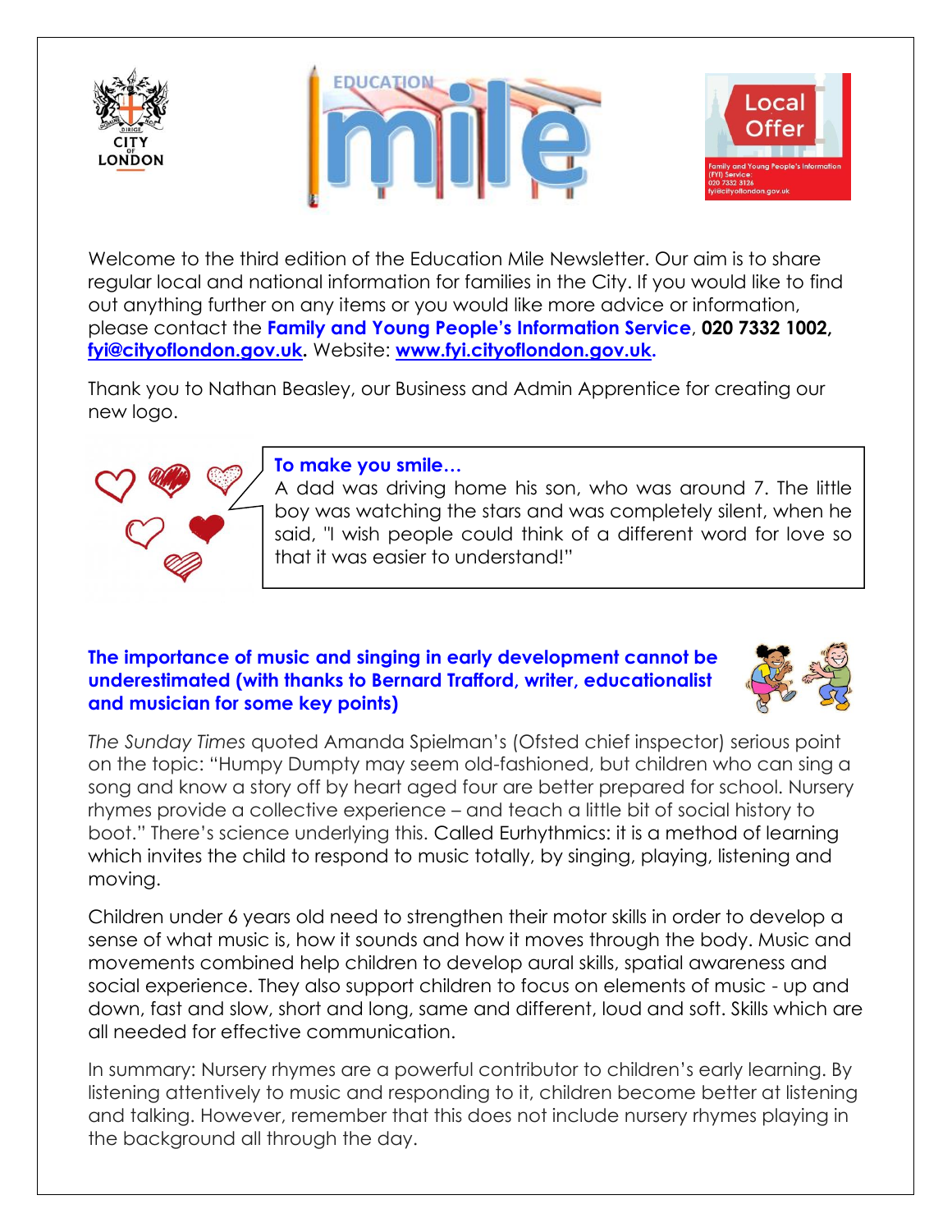Welcome to the third edition of the Education Mile Newsletter. Our aim is to share regular local and national information for families in the City. If you would like to find out anything further on any items or you would like more advice or information, please contact the **Family and Young People's Information Service**, **020 7332 1002, fyi@cityoflondon.gov.uk.** Website: **www.fyi.cityoflondon.gov.uk.**

Thank you to Nathan Beasley, our Business and Admin Apprentice for creating our new logo.

**To make you smile…**

A dad was driving home his son, who was around 7. The little boy was watching the stars and was completely silent, when he said, "I wish people could think of a different word for love so that it was easier to understand!"

## The importance of music and singing in early development cannot be underestimated (with thanks to Bernard Trafford, writer, educationalist and musician for some key points)

*The Sunday Times* quoted Amanda Spielman's (Ofsted chief inspector) serious point on the topic: "Humpy Dumpty may seem old-fashioned, but children who can sing a song and know a story off by heart aged four are better prepared for school. Nursery rhymes provide a collective experience – and teach a little bit of social history to boot." There's science underlying this. Called Eurhythmics: it is a method of learning which invites the child to respond to music totally, by singing, playing, listening and moving.

Children under 6 years old need to strengthen their motor skills in order to develop a sense of what music is, how it sounds and how it moves through the body. Music and movements combined help children to develop aural skills, spatial awareness and social experience. They also support children to focus on elements of music - up and down, fast and slow, short and long, same and different, loud and soft. Skills which are all needed for effective communication.

In summary: Nursery rhymes are a powerful contributor to children's early learning. By listening attentively to music and responding to it, children become better at listening and talking. However, remember that this does not include nursery rhymes playing in the background all through the day.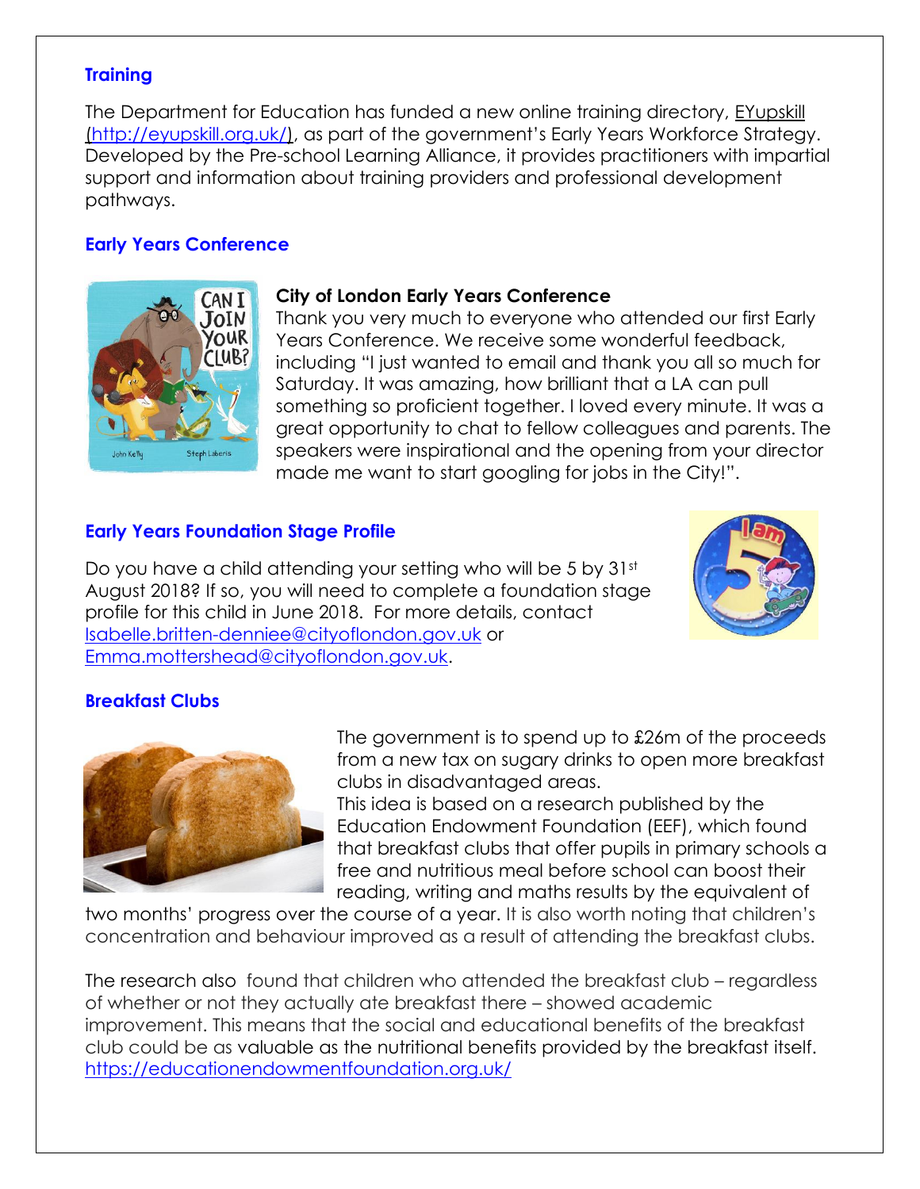## Training

The Department for Education has funded a new online training directory, EYupskill (http://eyupskill.org.uk/), as part of the government's Early Years Workforce Strategy. Developed by the Pre-school Learning Alliance, it provides practitioners with impartial support and information about training providers and professional development pathways.

## Early Years Conference

**City of London Early Years Conference**

Thank you very much to everyone who attended our first Early Years Conference. We receive some wonderful feedback, including "I just wanted to email and thank you all so much for Saturday. It was amazing, how brilliant that a LA can pull something so proficient together. I loved every minute. It was a great opportunity to chat to fellow colleagues and parents. The speakers were inspirational and the opening from your director made me want to start googling for jobs in the City!".

## Early Years Foundation Stage Profile

Do you have a child attending your setting who will be 5 by 31st August 2018? If so, you will need to complete a foundation stage profile for this child in June 2018. For more details, contact Isabelle.britten-denniee@cityoflondon.gov.uk or Emma.mottershead@cityoflondon.gov.uk.

## Breakfast Clubs

The government is to spend up to £26m of the proceeds from a new tax on sugary drinks to open more breakfast clubs in disadvantaged areas.

This idea is based on a research published by the Education Endowment Foundation (EEF), which found that breakfast clubs that offer pupils in primary schools a free and nutritious meal before school can boost their reading, writing and maths results by the equivalent of two months' progress over the course of a year. It is also worth noting that children's concentration and behaviour improved as a result of attending the breakfast clubs.

The research also found that children who attended the breakfast club – regardless of whether or not they actually ate breakfast there – showed academic improvement. This means that the social and educational benefits of the breakfast club could be as valuable as the nutritional benefits provided by the breakfast itself. https://educationendowmentfoundation.org.uk/